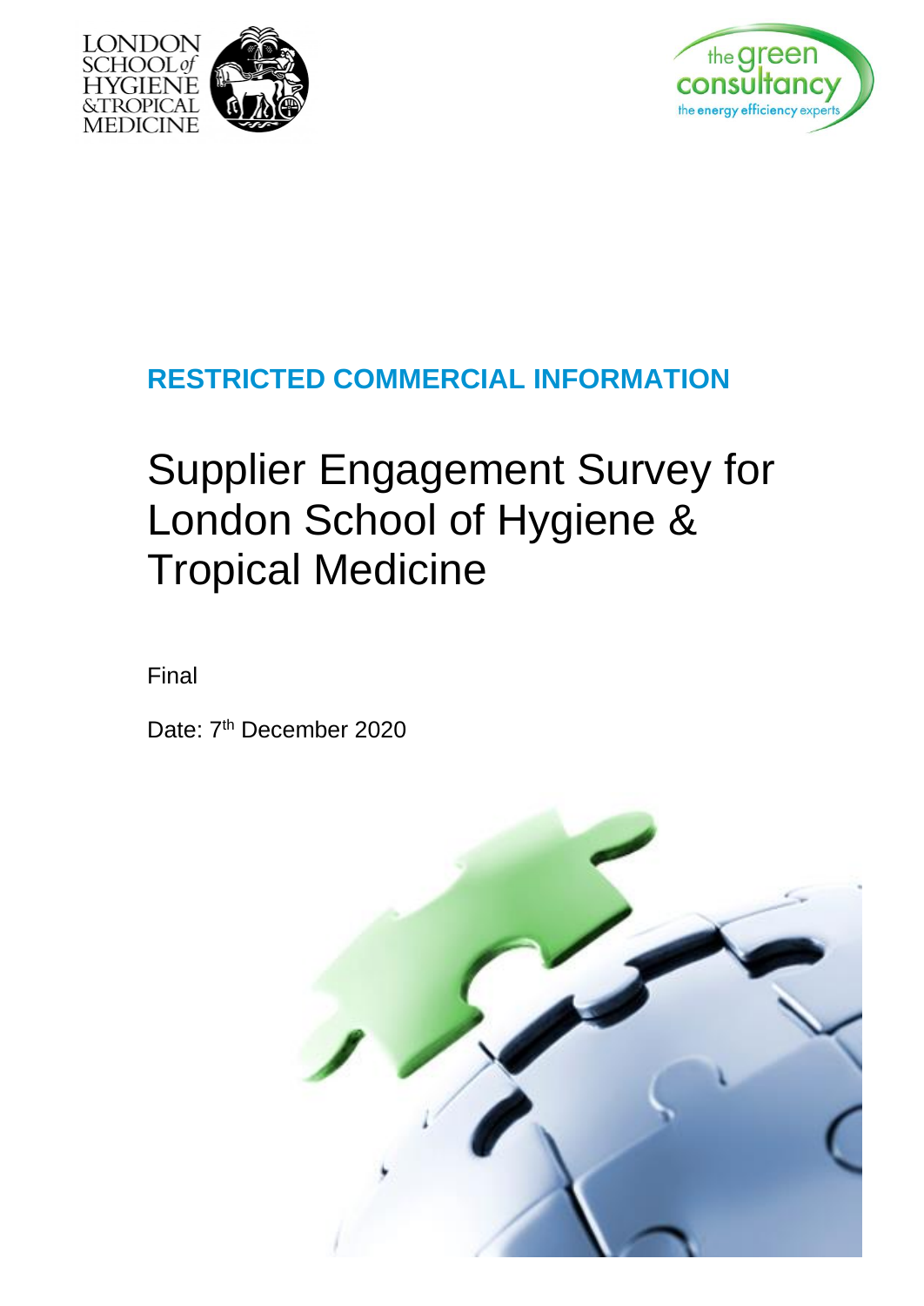**RESTRICTED COMMERCIAL INFORMATION**

# Supplier Engagement Survey for London School of Hygiene & Tropical Medicine

Final

Date: 7th December 2020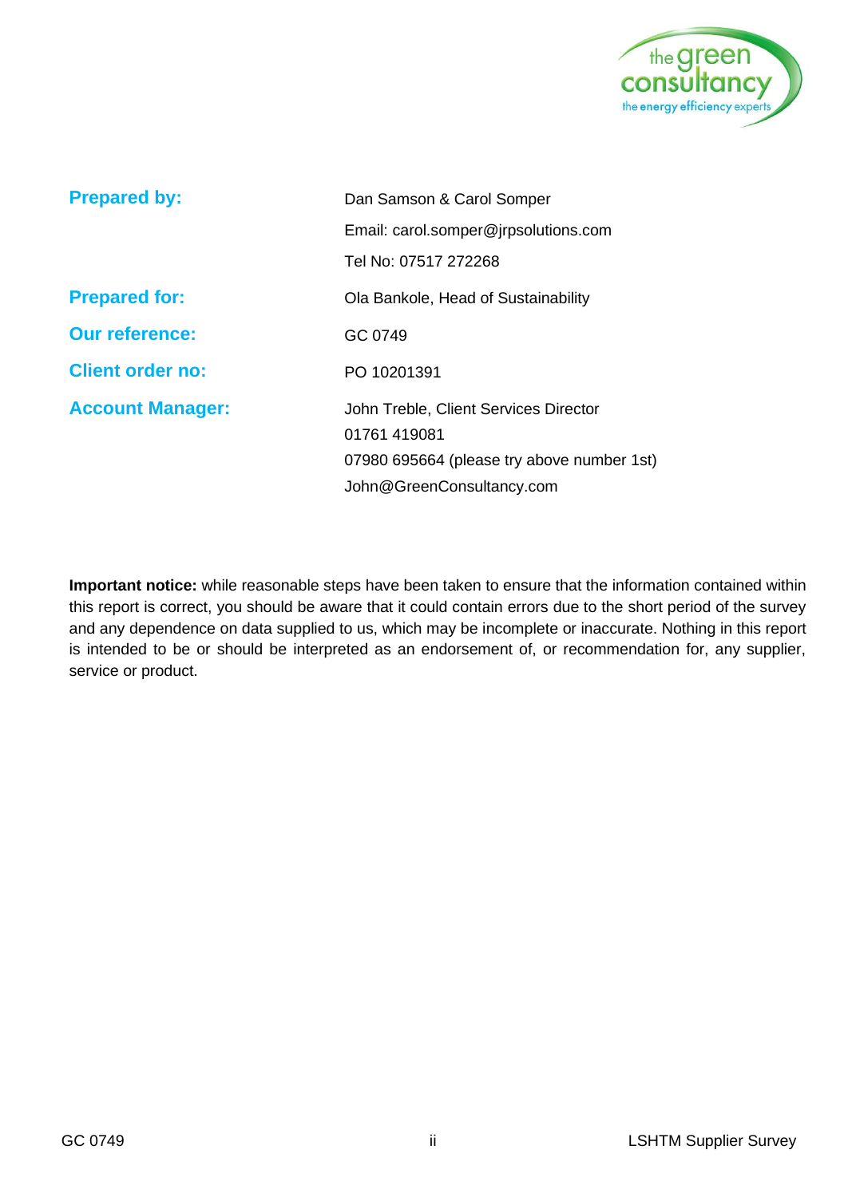| | |
|---|---|
| **Prepared by:** | Dan Samson & Carol Somper<br>Email: carol.somper@jrpsolutions.com<br>Tel No: 07517 272268 |
| **Prepared for:** | Ola Bankole, Head of Sustainability |
| **Our reference:** | GC 0749 |
| **Client order no:** | PO 10201391 |
| **Account Manager:** | John Treble, Client Services Director<br>01761 419081<br>07980 695664 (please try above number 1st)<br>John@GreenConsultancy.com |

**Important notice:** while reasonable steps have been taken to ensure that the information contained within this report is correct, you should be aware that it could contain errors due to the short period of the survey and any dependence on data supplied to us, which may be incomplete or inaccurate. Nothing in this report is intended to be or should be interpreted as an endorsement of, or recommendation for, any supplier, service or product.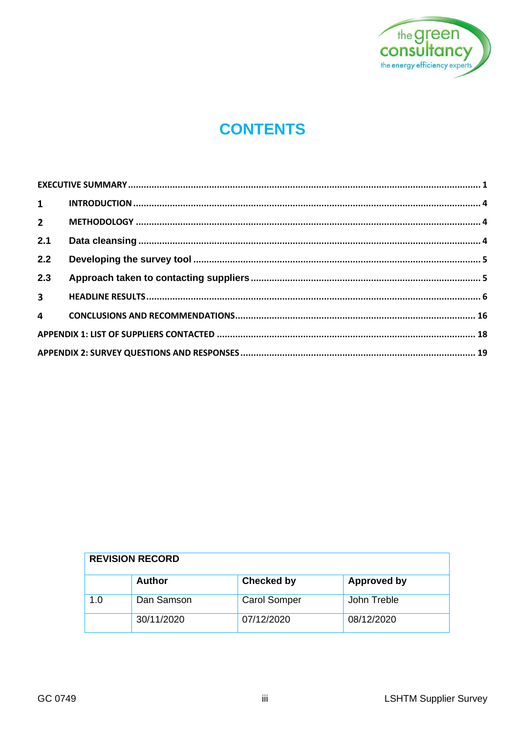# CONTENTS

EXECUTIVE SUMMARY ........ 1

1 INTRODUCTION ........ 4

2 METHODOLOGY ........ 4

2.1 Data cleansing ........ 4

2.2 Developing the survey tool ........ 5

2.3 Approach taken to contacting suppliers ........ 5

3 HEADLINE RESULTS ........ 6

4 CONCLUSIONS AND RECOMMENDATIONS ........ 16

APPENDIX 1: LIST OF SUPPLIERS CONTACTED ........ 18

APPENDIX 2: SURVEY QUESTIONS AND RESPONSES ........ 19

| REVISION RECORD | | | |
|---|---|---|---|
| | **Author** | **Checked by** | **Approved by** |
| 1.0 | Dan Samson | Carol Somper | John Treble |
| | 30/11/2020 | 07/12/2020 | 08/12/2020 |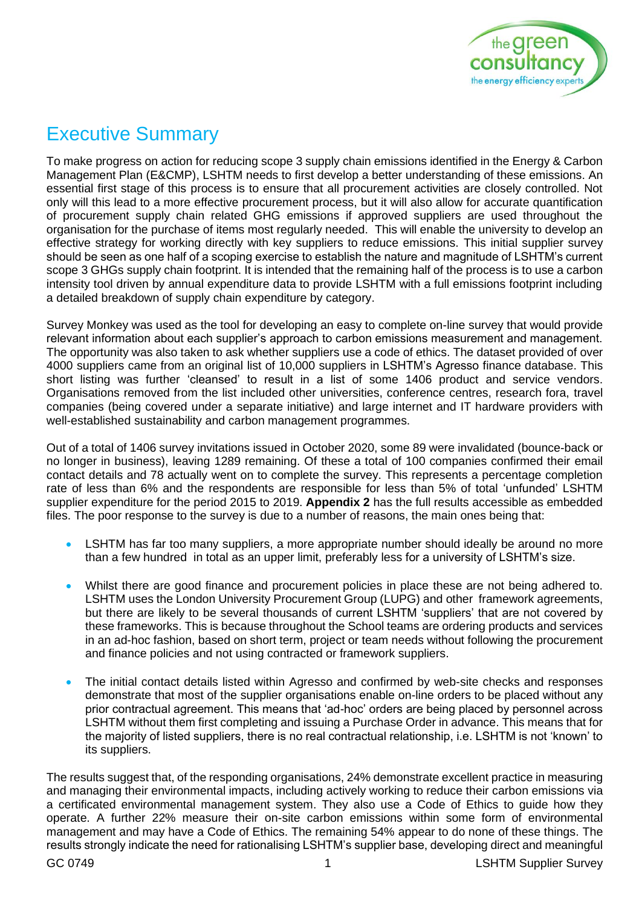# Executive Summary

To make progress on action for reducing scope 3 supply chain emissions identified in the Energy & Carbon Management Plan (E&CMP), LSHTM needs to first develop a better understanding of these emissions. An essential first stage of this process is to ensure that all procurement activities are closely controlled. Not only will this lead to a more effective procurement process, but it will also allow for accurate quantification of procurement supply chain related GHG emissions if approved suppliers are used throughout the organisation for the purchase of items most regularly needed. This will enable the university to develop an effective strategy for working directly with key suppliers to reduce emissions. This initial supplier survey should be seen as one half of a scoping exercise to establish the nature and magnitude of LSHTM's current scope 3 GHGs supply chain footprint. It is intended that the remaining half of the process is to use a carbon intensity tool driven by annual expenditure data to provide LSHTM with a full emissions footprint including a detailed breakdown of supply chain expenditure by category.

Survey Monkey was used as the tool for developing an easy to complete on-line survey that would provide relevant information about each supplier's approach to carbon emissions measurement and management. The opportunity was also taken to ask whether suppliers use a code of ethics. The dataset provided of over 4000 suppliers came from an original list of 10,000 suppliers in LSHTM's Agresso finance database. This short listing was further 'cleansed' to result in a list of some 1406 product and service vendors. Organisations removed from the list included other universities, conference centres, research fora, travel companies (being covered under a separate initiative) and large internet and IT hardware providers with well-established sustainability and carbon management programmes.

Out of a total of 1406 survey invitations issued in October 2020, some 89 were invalidated (bounce-back or no longer in business), leaving 1289 remaining. Of these a total of 100 companies confirmed their email contact details and 78 actually went on to complete the survey. This represents a percentage completion rate of less than 6% and the respondents are responsible for less than 5% of total 'unfunded' LSHTM supplier expenditure for the period 2015 to 2019. **Appendix 2** has the full results accessible as embedded files. The poor response to the survey is due to a number of reasons, the main ones being that:

- LSHTM has far too many suppliers, a more appropriate number should ideally be around no more than a few hundred in total as an upper limit, preferably less for a university of LSHTM's size.
- Whilst there are good finance and procurement policies in place these are not being adhered to. LSHTM uses the London University Procurement Group (LUPG) and other framework agreements, but there are likely to be several thousands of current LSHTM 'suppliers' that are not covered by these frameworks. This is because throughout the School teams are ordering products and services in an ad-hoc fashion, based on short term, project or team needs without following the procurement and finance policies and not using contracted or framework suppliers.
- The initial contact details listed within Agresso and confirmed by web-site checks and responses demonstrate that most of the supplier organisations enable on-line orders to be placed without any prior contractual agreement. This means that 'ad-hoc' orders are being placed by personnel across LSHTM without them first completing and issuing a Purchase Order in advance. This means that for the majority of listed suppliers, there is no real contractual relationship, i.e. LSHTM is not 'known' to its suppliers.

The results suggest that, of the responding organisations, 24% demonstrate excellent practice in measuring and managing their environmental impacts, including actively working to reduce their carbon emissions via a certificated environmental management system. They also use a Code of Ethics to guide how they operate. A further 22% measure their on-site carbon emissions within some form of environmental management and may have a Code of Ethics. The remaining 54% appear to do none of these things. The results strongly indicate the need for rationalising LSHTM's supplier base, developing direct and meaningful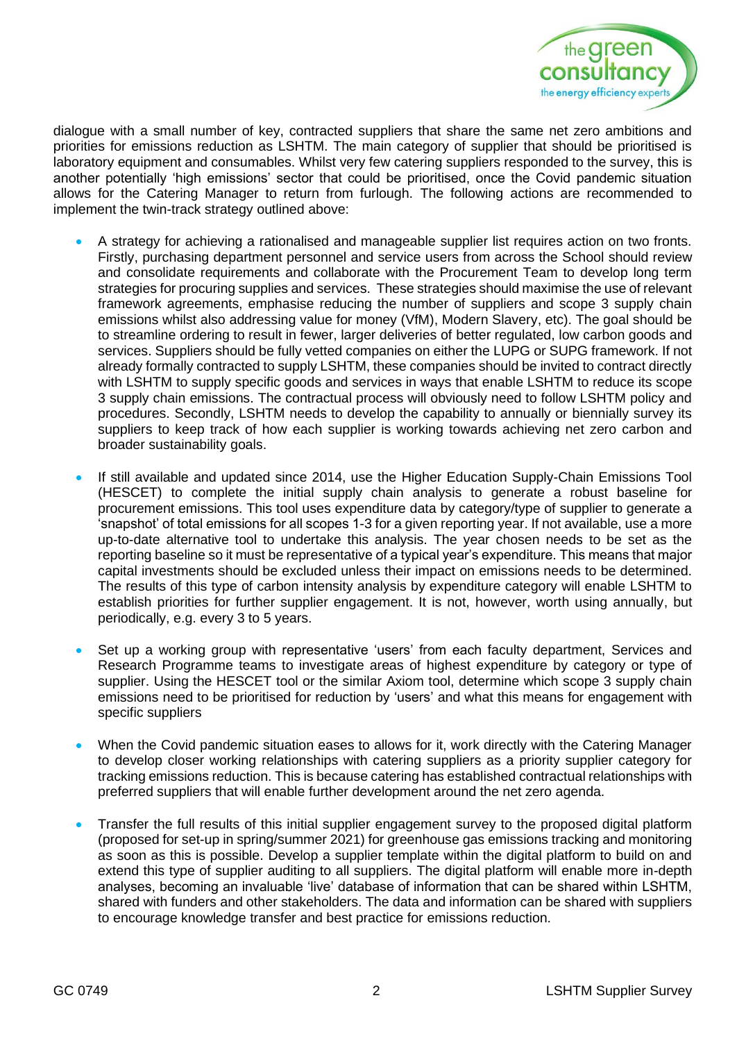dialogue with a small number of key, contracted suppliers that share the same net zero ambitions and priorities for emissions reduction as LSHTM. The main category of supplier that should be prioritised is laboratory equipment and consumables. Whilst very few catering suppliers responded to the survey, this is another potentially 'high emissions' sector that could be prioritised, once the Covid pandemic situation allows for the Catering Manager to return from furlough. The following actions are recommended to implement the twin-track strategy outlined above:

- A strategy for achieving a rationalised and manageable supplier list requires action on two fronts. Firstly, purchasing department personnel and service users from across the School should review and consolidate requirements and collaborate with the Procurement Team to develop long term strategies for procuring supplies and services. These strategies should maximise the use of relevant framework agreements, emphasise reducing the number of suppliers and scope 3 supply chain emissions whilst also addressing value for money (VfM), Modern Slavery, etc). The goal should be to streamline ordering to result in fewer, larger deliveries of better regulated, low carbon goods and services. Suppliers should be fully vetted companies on either the LUPG or SUPG framework. If not already formally contracted to supply LSHTM, these companies should be invited to contract directly with LSHTM to supply specific goods and services in ways that enable LSHTM to reduce its scope 3 supply chain emissions. The contractual process will obviously need to follow LSHTM policy and procedures. Secondly, LSHTM needs to develop the capability to annually or biennially survey its suppliers to keep track of how each supplier is working towards achieving net zero carbon and broader sustainability goals.

- If still available and updated since 2014, use the Higher Education Supply-Chain Emissions Tool (HESCET) to complete the initial supply chain analysis to generate a robust baseline for procurement emissions. This tool uses expenditure data by category/type of supplier to generate a 'snapshot' of total emissions for all scopes 1-3 for a given reporting year. If not available, use a more up-to-date alternative tool to undertake this analysis. The year chosen needs to be set as the reporting baseline so it must be representative of a typical year's expenditure. This means that major capital investments should be excluded unless their impact on emissions needs to be determined. The results of this type of carbon intensity analysis by expenditure category will enable LSHTM to establish priorities for further supplier engagement. It is not, however, worth using annually, but periodically, e.g. every 3 to 5 years.

- Set up a working group with representative 'users' from each faculty department, Services and Research Programme teams to investigate areas of highest expenditure by category or type of supplier. Using the HESCET tool or the similar Axiom tool, determine which scope 3 supply chain emissions need to be prioritised for reduction by 'users' and what this means for engagement with specific suppliers

- When the Covid pandemic situation eases to allows for it, work directly with the Catering Manager to develop closer working relationships with catering suppliers as a priority supplier category for tracking emissions reduction. This is because catering has established contractual relationships with preferred suppliers that will enable further development around the net zero agenda.

- Transfer the full results of this initial supplier engagement survey to the proposed digital platform (proposed for set-up in spring/summer 2021) for greenhouse gas emissions tracking and monitoring as soon as this is possible. Develop a supplier template within the digital platform to build on and extend this type of supplier auditing to all suppliers. The digital platform will enable more in-depth analyses, becoming an invaluable 'live' database of information that can be shared within LSHTM, shared with funders and other stakeholders. The data and information can be shared with suppliers to encourage knowledge transfer and best practice for emissions reduction.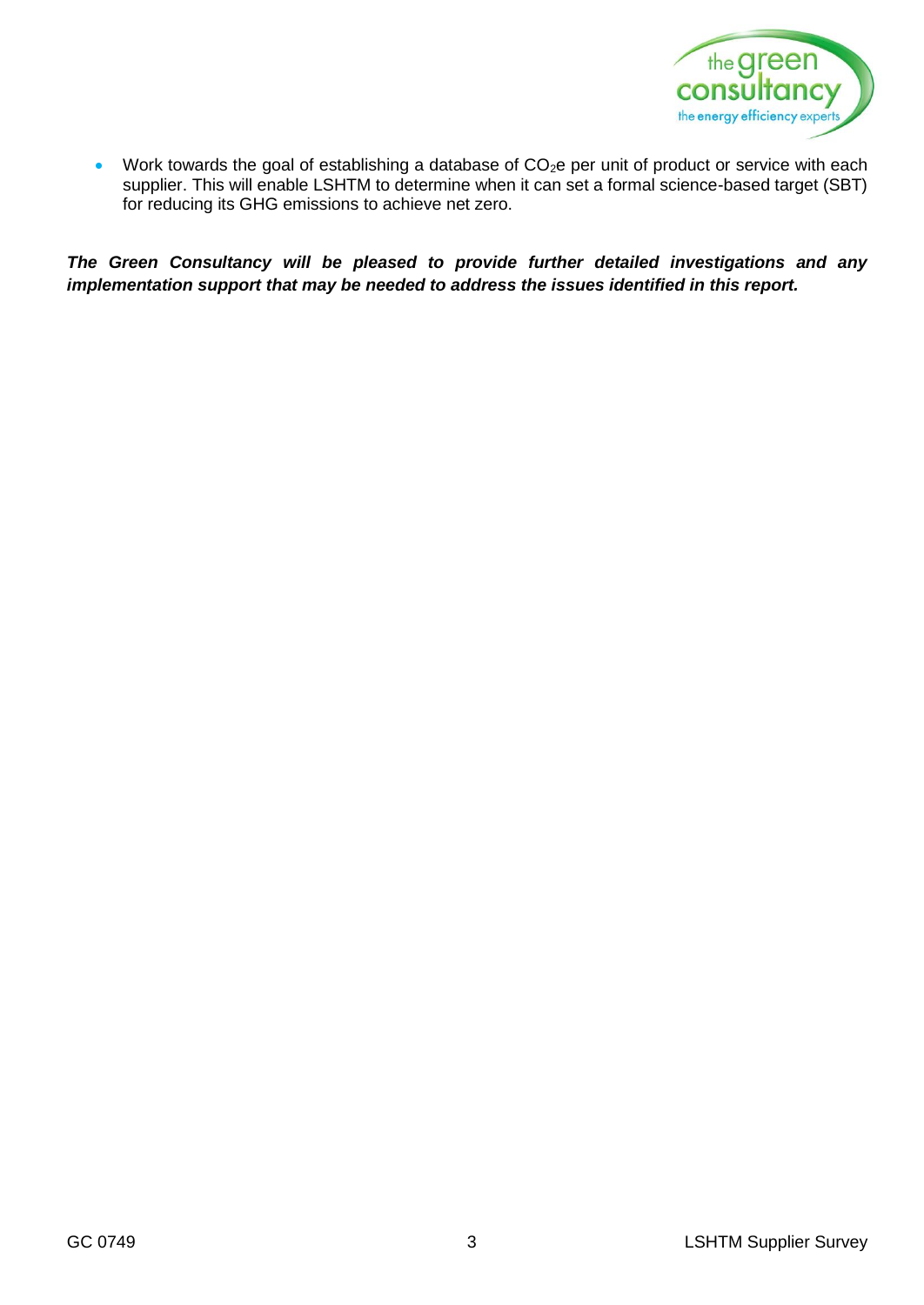- Work towards the goal of establishing a database of $CO_2e$ per unit of product or service with each supplier. This will enable LSHTM to determine when it can set a formal science-based target (SBT) for reducing its GHG emissions to achieve net zero.

***The Green Consultancy will be pleased to provide further detailed investigations and any implementation support that may be needed to address the issues identified in this report.***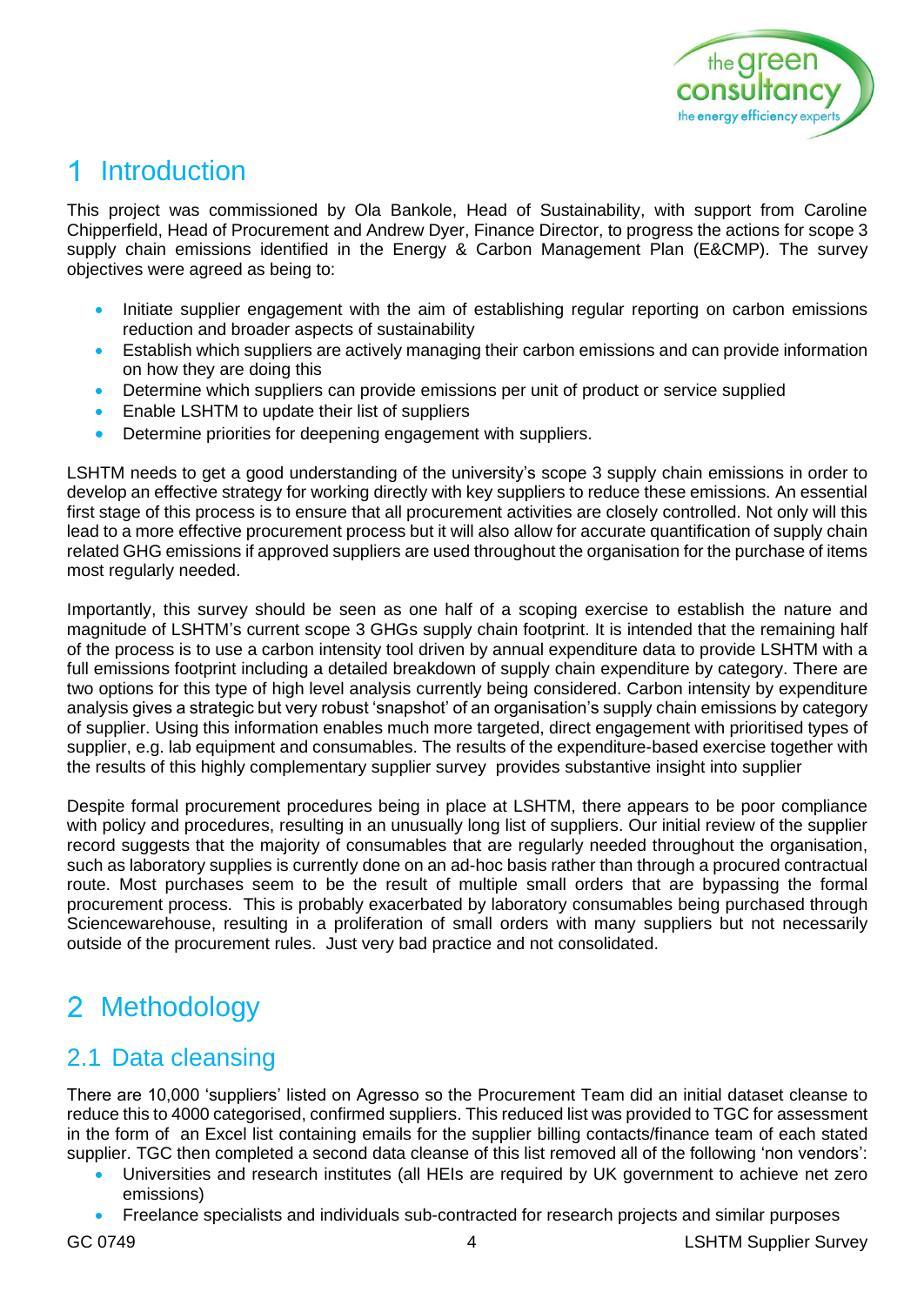# 1 Introduction

This project was commissioned by Ola Bankole, Head of Sustainability, with support from Caroline Chipperfield, Head of Procurement and Andrew Dyer, Finance Director, to progress the actions for scope 3 supply chain emissions identified in the Energy & Carbon Management Plan (E&CMP). The survey objectives were agreed as being to:

- Initiate supplier engagement with the aim of establishing regular reporting on carbon emissions reduction and broader aspects of sustainability
- Establish which suppliers are actively managing their carbon emissions and can provide information on how they are doing this
- Determine which suppliers can provide emissions per unit of product or service supplied
- Enable LSHTM to update their list of suppliers
- Determine priorities for deepening engagement with suppliers.

LSHTM needs to get a good understanding of the university's scope 3 supply chain emissions in order to develop an effective strategy for working directly with key suppliers to reduce these emissions. An essential first stage of this process is to ensure that all procurement activities are closely controlled. Not only will this lead to a more effective procurement process but it will also allow for accurate quantification of supply chain related GHG emissions if approved suppliers are used throughout the organisation for the purchase of items most regularly needed.

Importantly, this survey should be seen as one half of a scoping exercise to establish the nature and magnitude of LSHTM's current scope 3 GHGs supply chain footprint. It is intended that the remaining half of the process is to use a carbon intensity tool driven by annual expenditure data to provide LSHTM with a full emissions footprint including a detailed breakdown of supply chain expenditure by category. There are two options for this type of high level analysis currently being considered. Carbon intensity by expenditure analysis gives a strategic but very robust 'snapshot' of an organisation's supply chain emissions by category of supplier. Using this information enables much more targeted, direct engagement with prioritised types of supplier, e.g. lab equipment and consumables. The results of the expenditure-based exercise together with the results of this highly complementary supplier survey provides substantive insight into supplier

Despite formal procurement procedures being in place at LSHTM, there appears to be poor compliance with policy and procedures, resulting in an unusually long list of suppliers. Our initial review of the supplier record suggests that the majority of consumables that are regularly needed throughout the organisation, such as laboratory supplies is currently done on an ad-hoc basis rather than through a procured contractual route. Most purchases seem to be the result of multiple small orders that are bypassing the formal procurement process. This is probably exacerbated by laboratory consumables being purchased through Sciencewarehouse, resulting in a proliferation of small orders with many suppliers but not necessarily outside of the procurement rules. Just very bad practice and not consolidated.

# 2 Methodology

## 2.1 Data cleansing

There are 10,000 'suppliers' listed on Agresso so the Procurement Team did an initial dataset cleanse to reduce this to 4000 categorised, confirmed suppliers. This reduced list was provided to TGC for assessment in the form of an Excel list containing emails for the supplier billing contacts/finance team of each stated supplier. TGC then completed a second data cleanse of this list removed all of the following 'non vendors':

- Universities and research institutes (all HEIs are required by UK government to achieve net zero emissions)
- Freelance specialists and individuals sub-contracted for research projects and similar purposes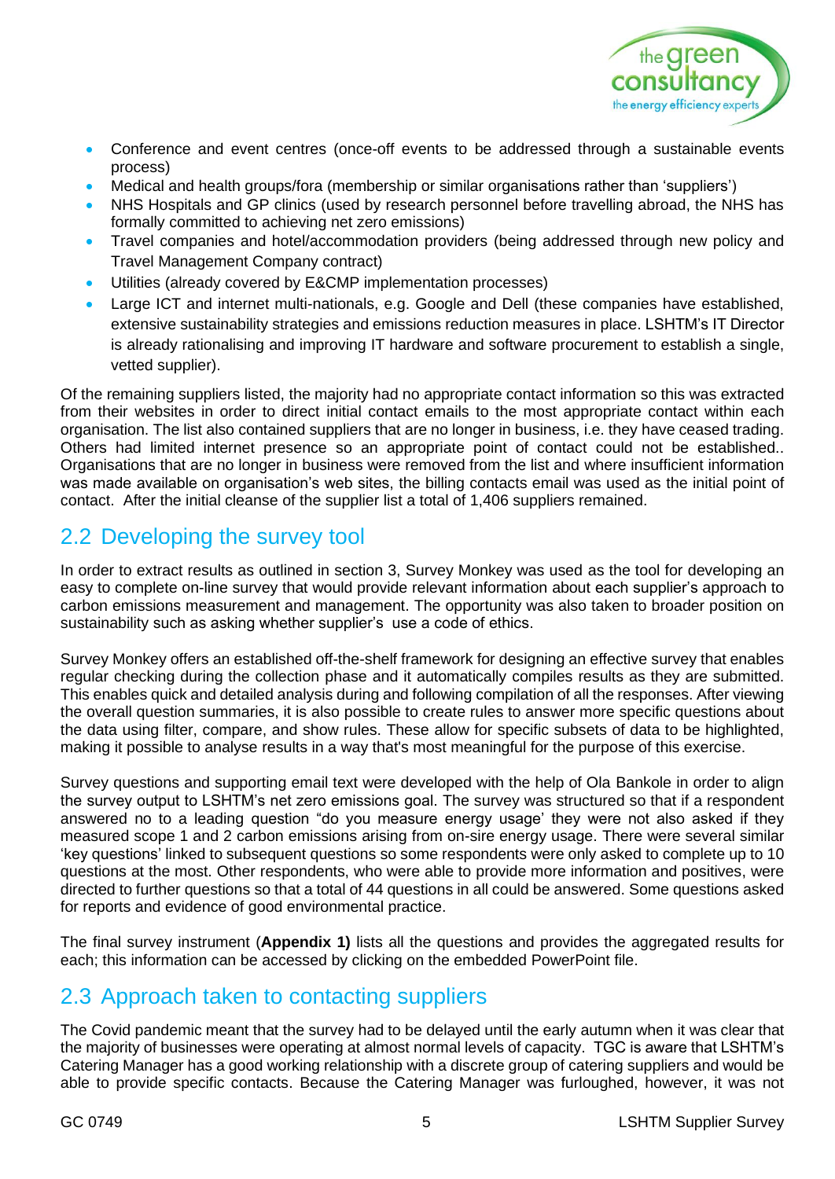- Conference and event centres (once-off events to be addressed through a sustainable events process)
- Medical and health groups/fora (membership or similar organisations rather than 'suppliers')
- NHS Hospitals and GP clinics (used by research personnel before travelling abroad, the NHS has formally committed to achieving net zero emissions)
- Travel companies and hotel/accommodation providers (being addressed through new policy and Travel Management Company contract)
- Utilities (already covered by E&CMP implementation processes)
- Large ICT and internet multi-nationals, e.g. Google and Dell (these companies have established, extensive sustainability strategies and emissions reduction measures in place. LSHTM's IT Director is already rationalising and improving IT hardware and software procurement to establish a single, vetted supplier).

Of the remaining suppliers listed, the majority had no appropriate contact information so this was extracted from their websites in order to direct initial contact emails to the most appropriate contact within each organisation. The list also contained suppliers that are no longer in business, i.e. they have ceased trading. Others had limited internet presence so an appropriate point of contact could not be established.. Organisations that are no longer in business were removed from the list and where insufficient information was made available on organisation's web sites, the billing contacts email was used as the initial point of contact. After the initial cleanse of the supplier list a total of 1,406 suppliers remained.

## 2.2 Developing the survey tool

In order to extract results as outlined in section 3, Survey Monkey was used as the tool for developing an easy to complete on-line survey that would provide relevant information about each supplier's approach to carbon emissions measurement and management. The opportunity was also taken to broader position on sustainability such as asking whether supplier's use a code of ethics.

Survey Monkey offers an established off-the-shelf framework for designing an effective survey that enables regular checking during the collection phase and it automatically compiles results as they are submitted. This enables quick and detailed analysis during and following compilation of all the responses. After viewing the overall question summaries, it is also possible to create rules to answer more specific questions about the data using filter, compare, and show rules. These allow for specific subsets of data to be highlighted, making it possible to analyse results in a way that's most meaningful for the purpose of this exercise.

Survey questions and supporting email text were developed with the help of Ola Bankole in order to align the survey output to LSHTM's net zero emissions goal. The survey was structured so that if a respondent answered no to a leading question "do you measure energy usage' they were not also asked if they measured scope 1 and 2 carbon emissions arising from on-sire energy usage. There were several similar 'key questions' linked to subsequent questions so some respondents were only asked to complete up to 10 questions at the most. Other respondents, who were able to provide more information and positives, were directed to further questions so that a total of 44 questions in all could be answered. Some questions asked for reports and evidence of good environmental practice.

The final survey instrument (**Appendix 1)** lists all the questions and provides the aggregated results for each; this information can be accessed by clicking on the embedded PowerPoint file.

## 2.3 Approach taken to contacting suppliers

The Covid pandemic meant that the survey had to be delayed until the early autumn when it was clear that the majority of businesses were operating at almost normal levels of capacity. TGC is aware that LSHTM's Catering Manager has a good working relationship with a discrete group of catering suppliers and would be able to provide specific contacts. Because the Catering Manager was furloughed, however, it was not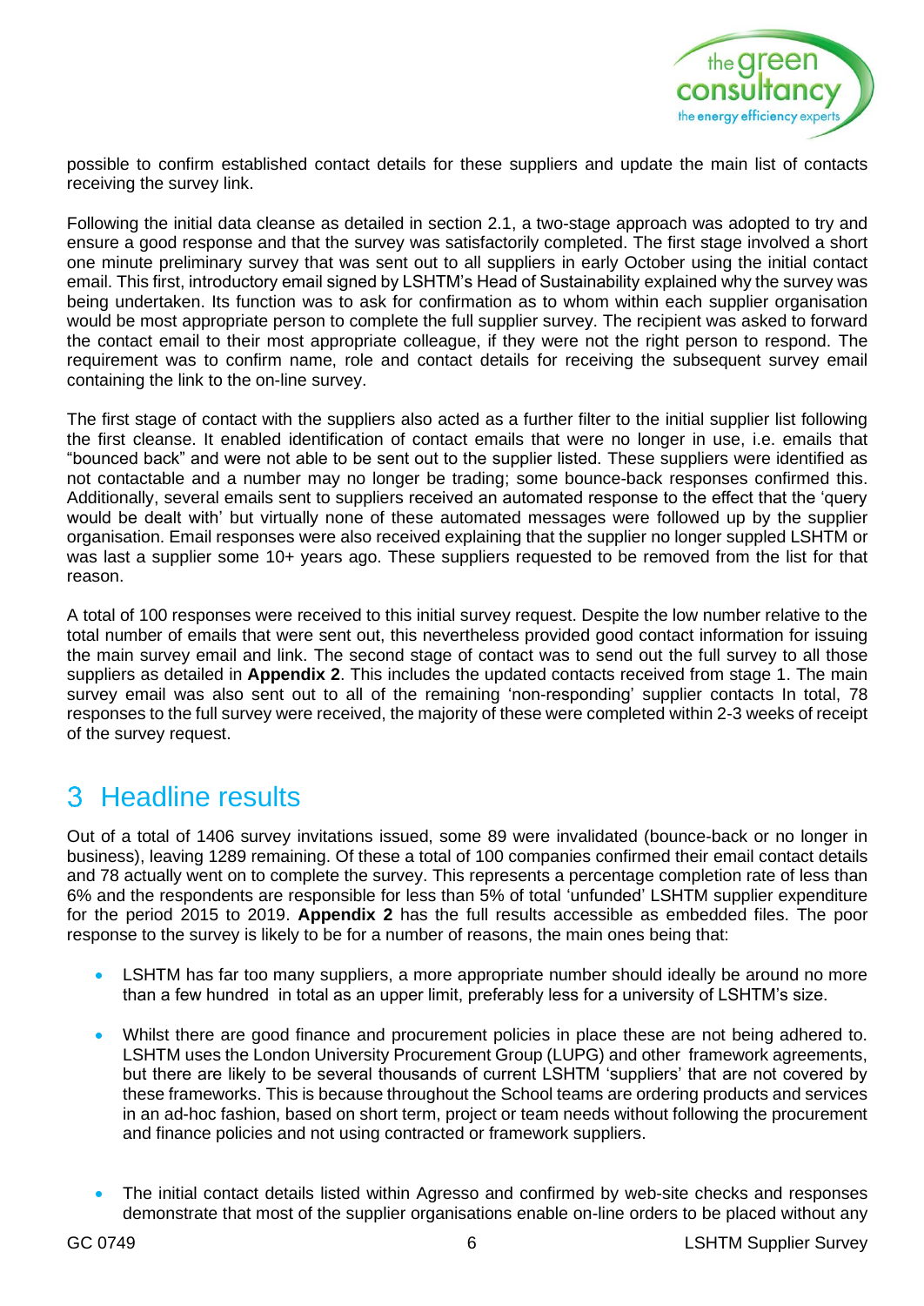possible to confirm established contact details for these suppliers and update the main list of contacts receiving the survey link.

Following the initial data cleanse as detailed in section 2.1, a two-stage approach was adopted to try and ensure a good response and that the survey was satisfactorily completed. The first stage involved a short one minute preliminary survey that was sent out to all suppliers in early October using the initial contact email. This first, introductory email signed by LSHTM's Head of Sustainability explained why the survey was being undertaken. Its function was to ask for confirmation as to whom within each supplier organisation would be most appropriate person to complete the full supplier survey. The recipient was asked to forward the contact email to their most appropriate colleague, if they were not the right person to respond. The requirement was to confirm name, role and contact details for receiving the subsequent survey email containing the link to the on-line survey.

The first stage of contact with the suppliers also acted as a further filter to the initial supplier list following the first cleanse. It enabled identification of contact emails that were no longer in use, i.e. emails that "bounced back" and were not able to be sent out to the supplier listed. These suppliers were identified as not contactable and a number may no longer be trading; some bounce-back responses confirmed this. Additionally, several emails sent to suppliers received an automated response to the effect that the 'query would be dealt with' but virtually none of these automated messages were followed up by the supplier organisation. Email responses were also received explaining that the supplier no longer suppled LSHTM or was last a supplier some 10+ years ago. These suppliers requested to be removed from the list for that reason.

A total of 100 responses were received to this initial survey request. Despite the low number relative to the total number of emails that were sent out, this nevertheless provided good contact information for issuing the main survey email and link. The second stage of contact was to send out the full survey to all those suppliers as detailed in **Appendix 2**. This includes the updated contacts received from stage 1. The main survey email was also sent out to all of the remaining 'non-responding' supplier contacts In total, 78 responses to the full survey were received, the majority of these were completed within 2-3 weeks of receipt of the survey request.

# 3 Headline results

Out of a total of 1406 survey invitations issued, some 89 were invalidated (bounce-back or no longer in business), leaving 1289 remaining. Of these a total of 100 companies confirmed their email contact details and 78 actually went on to complete the survey. This represents a percentage completion rate of less than 6% and the respondents are responsible for less than 5% of total 'unfunded' LSHTM supplier expenditure for the period 2015 to 2019. **Appendix 2** has the full results accessible as embedded files. The poor response to the survey is likely to be for a number of reasons, the main ones being that:

- LSHTM has far too many suppliers, a more appropriate number should ideally be around no more than a few hundred in total as an upper limit, preferably less for a university of LSHTM's size.
- Whilst there are good finance and procurement policies in place these are not being adhered to. LSHTM uses the London University Procurement Group (LUPG) and other framework agreements, but there are likely to be several thousands of current LSHTM 'suppliers' that are not covered by these frameworks. This is because throughout the School teams are ordering products and services in an ad-hoc fashion, based on short term, project or team needs without following the procurement and finance policies and not using contracted or framework suppliers.
- The initial contact details listed within Agresso and confirmed by web-site checks and responses demonstrate that most of the supplier organisations enable on-line orders to be placed without any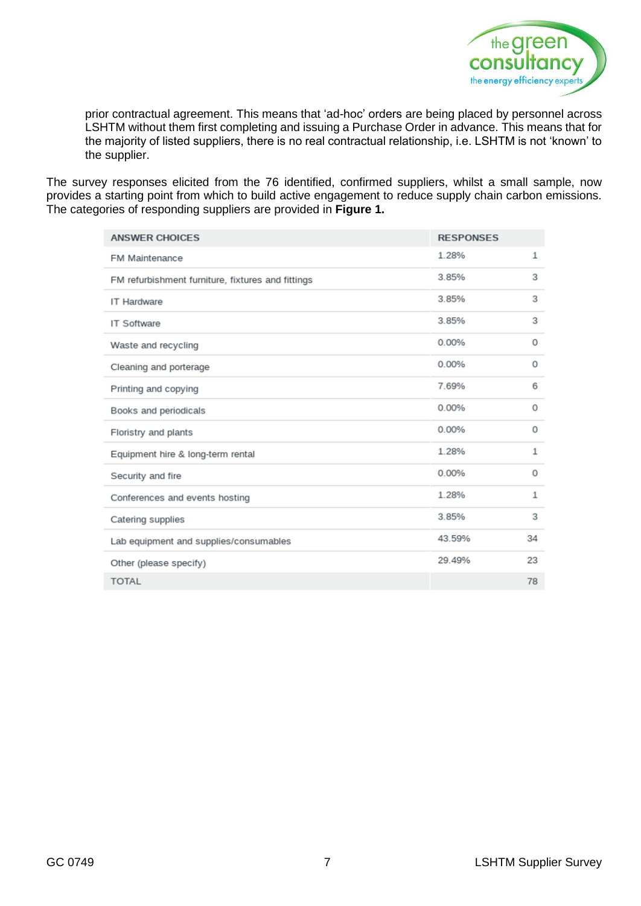prior contractual agreement. This means that 'ad-hoc' orders are being placed by personnel across LSHTM without them first completing and issuing a Purchase Order in advance. This means that for the majority of listed suppliers, there is no real contractual relationship, i.e. LSHTM is not 'known' to the supplier.

The survey responses elicited from the 76 identified, confirmed suppliers, whilst a small sample, now provides a starting point from which to build active engagement to reduce supply chain carbon emissions. The categories of responding suppliers are provided in **Figure 1.**

| ANSWER CHOICES | RESPONSES | |
|---|---|---|
| FM Maintenance | 1.28% | 1 |
| FM refurbishment furniture, fixtures and fittings | 3.85% | 3 |
| IT Hardware | 3.85% | 3 |
| IT Software | 3.85% | 3 |
| Waste and recycling | 0.00% | 0 |
| Cleaning and porterage | 0.00% | 0 |
| Printing and copying | 7.69% | 6 |
| Books and periodicals | 0.00% | 0 |
| Floristry and plants | 0.00% | 0 |
| Equipment hire & long-term rental | 1.28% | 1 |
| Security and fire | 0.00% | 0 |
| Conferences and events hosting | 1.28% | 1 |
| Catering supplies | 3.85% | 3 |
| Lab equipment and supplies/consumables | 43.59% | 34 |
| Other (please specify) | 29.49% | 23 |
| TOTAL | | 78 |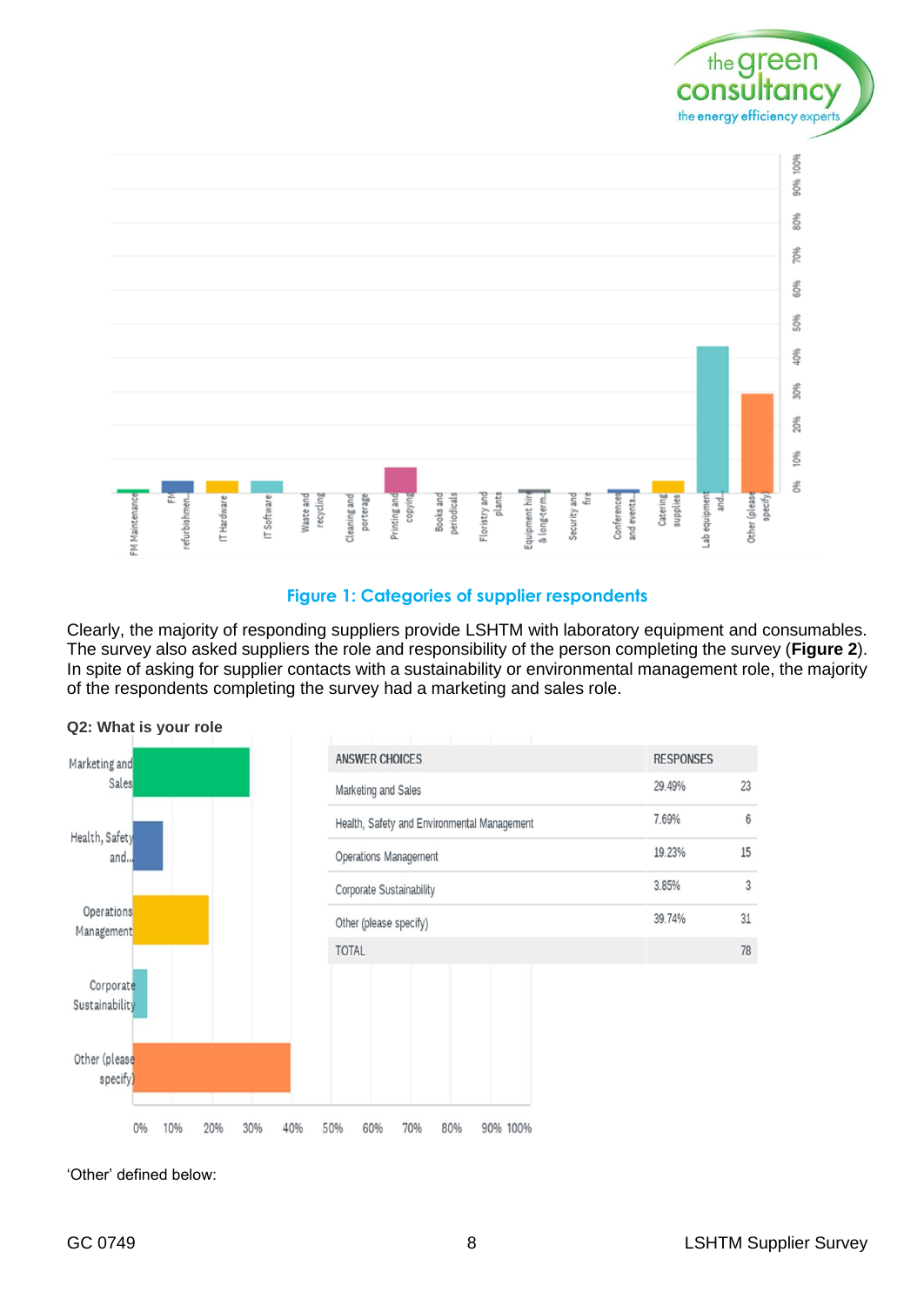Figure 1: Categories of supplier respondents

Clearly, the majority of responding suppliers provide LSHTM with laboratory equipment and consumables. The survey also asked suppliers the role and responsibility of the person completing the survey (**Figure 2**). In spite of asking for supplier contacts with a sustainability or environmental management role, the majority of the respondents completing the survey had a marketing and sales role.

**Q2: What is your role**

| ANSWER CHOICES | RESPONSES | |
|---|---|---|
| Marketing and Sales | 29.49% | 23 |
| Health, Safety and Environmental Management | 7.69% | 6 |
| Operations Management | 19.23% | 15 |
| Corporate Sustainability | 3.85% | 3 |
| Other (please specify) | 39.74% | 31 |
| TOTAL | | 78 |

'Other' defined below: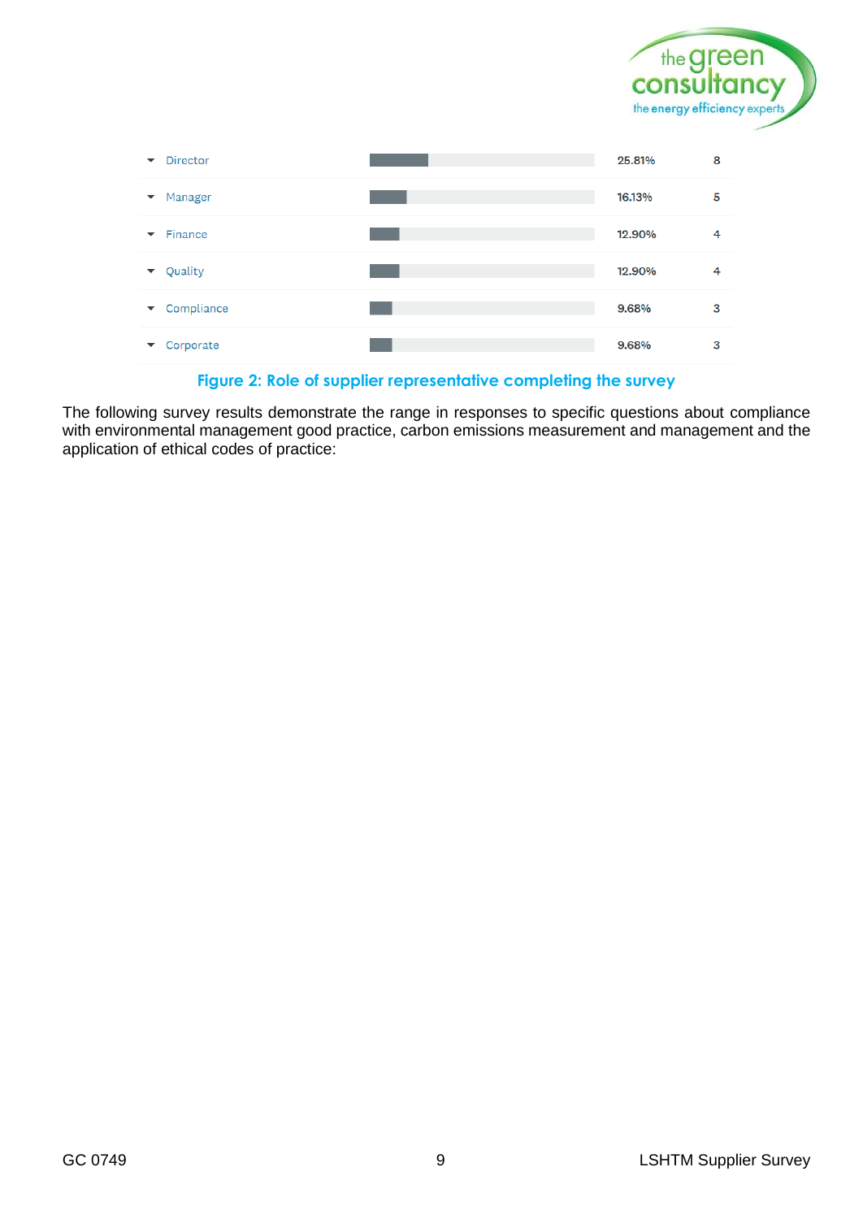| Role | Percentage | Count |
|---|---|---|
| Director | 25.81% | 8 |
| Manager | 16.13% | 5 |
| Finance | 12.90% | 4 |
| Quality | 12.90% | 4 |
| Compliance | 9.68% | 3 |
| Corporate | 9.68% | 3 |

**Figure 2: Role of supplier representative completing the survey**

The following survey results demonstrate the range in responses to specific questions about compliance with environmental management good practice, carbon emissions measurement and management and the application of ethical codes of practice: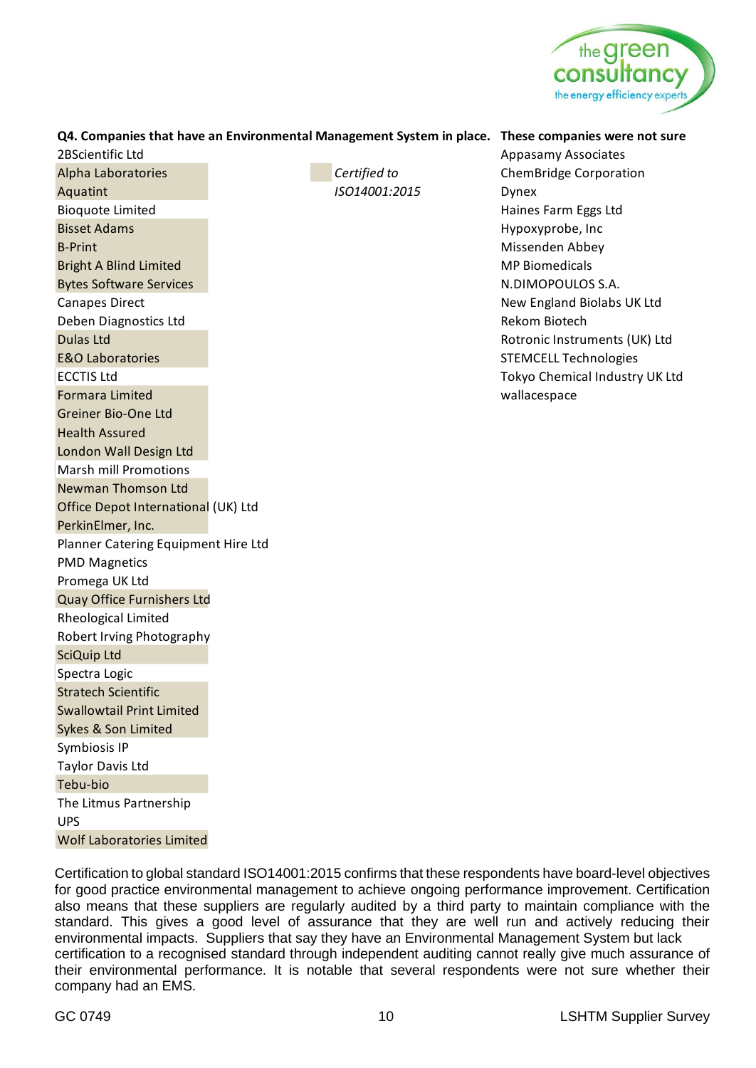**Q4. Companies that have an Environmental Management System in place.**

*Highlighted = Certified to ISO14001:2015*

- 2BScientific Ltd
- Alpha Laboratories
- Aquatint
- Bioquote Limited
- Bisset Adams
- B-Print
- Bright A Blind Limited
- Bytes Software Services
- Canapes Direct
- Deben Diagnostics Ltd
- Dulas Ltd
- E&O Laboratories
- ECCTIS Ltd
- Formara Limited
- Greiner Bio-One Ltd
- Health Assured
- London Wall Design Ltd
- Marsh mill Promotions
- Newman Thomson Ltd
- Office Depot International (UK) Ltd
- PerkinElmer, Inc.
- Planner Catering Equipment Hire Ltd
- PMD Magnetics
- Promega UK Ltd
- Quay Office Furnishers Ltd
- Rheological Limited
- Robert Irving Photography
- SciQuip Ltd
- Spectra Logic
- Stratech Scientific
- Swallowtail Print Limited
- Sykes & Son Limited
- Symbiosis IP
- Taylor Davis Ltd
- Tebu-bio
- The Litmus Partnership
- UPS
- Wolf Laboratories Limited

**These companies were not sure**

- Appasamy Associates
- ChemBridge Corporation
- Dynex
- Haines Farm Eggs Ltd
- Hypoxyprobe, Inc
- Missenden Abbey
- MP Biomedicals
- N.DIMOPOULOS S.A.
- New England Biolabs UK Ltd
- Rekom Biotech
- Rotronic Instruments (UK) Ltd
- STEMCELL Technologies
- Tokyo Chemical Industry UK Ltd
- wallacespace

Certification to global standard ISO14001:2015 confirms that these respondents have board-level objectives for good practice environmental management to achieve ongoing performance improvement. Certification also means that these suppliers are regularly audited by a third party to maintain compliance with the standard. This gives a good level of assurance that they are well run and actively reducing their environmental impacts. Suppliers that say they have an Environmental Management System but lack certification to a recognised standard through independent auditing cannot really give much assurance of their environmental performance. It is notable that several respondents were not sure whether their company had an EMS.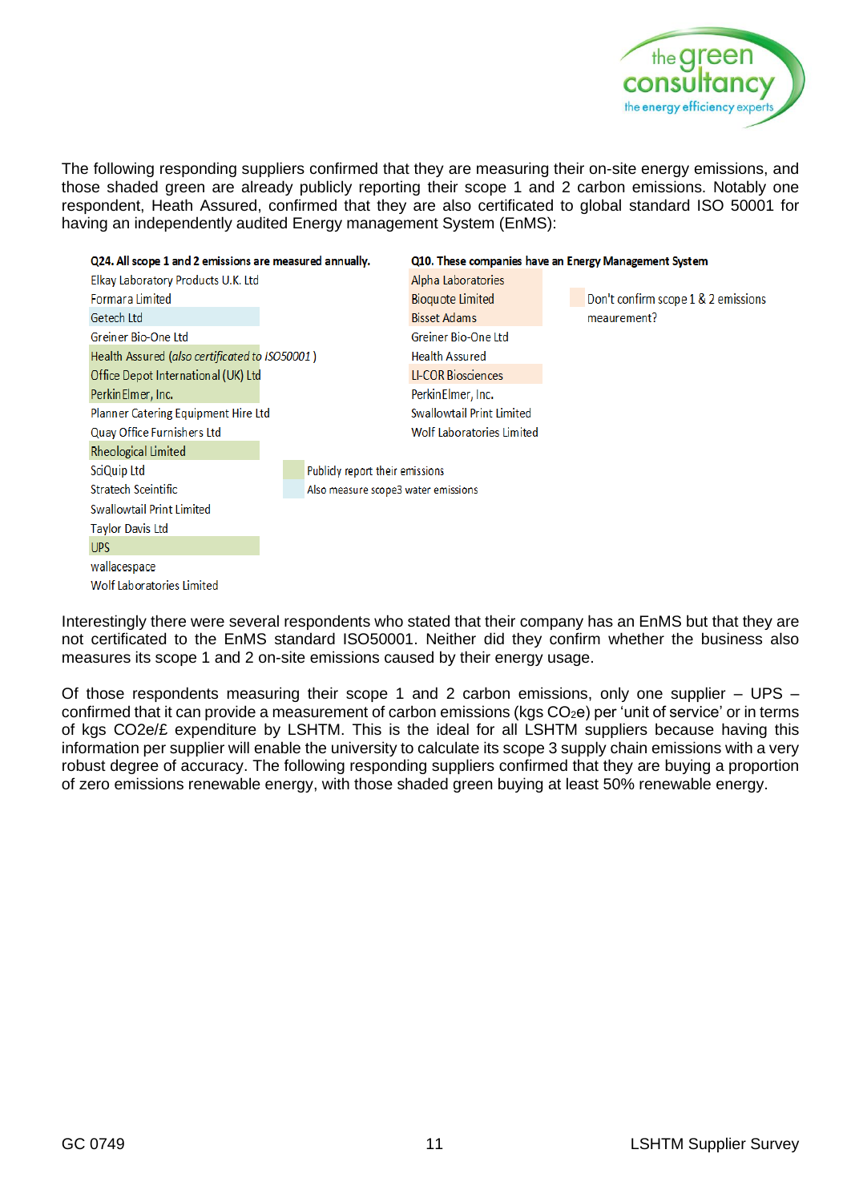The following responding suppliers confirmed that they are measuring their on-site energy emissions, and those shaded green are already publicly reporting their scope 1 and 2 carbon emissions. Notably one respondent, Heath Assured, confirmed that they are also certificated to global standard ISO 50001 for having an independently audited Energy management System (EnMS):

| **Q24. All scope 1 and 2 emissions are measured annually.** | **Q10. These companies have an Energy Management System** |
|---|---|
| Elkay Laboratory Products U.K. Ltd | Alpha Laboratories |
| Formara Limited | Bioquote Limited |
| Getech Ltd | Bisset Adams |
| Greiner Bio-One Ltd | Greiner Bio-One Ltd |
| Health Assured (*also certificated to ISO50001*) | Health Assured |
| Office Depot International (UK) Ltd | LI-COR Biosciences |
| PerkinElmer, Inc. | PerkinElmer, Inc. |
| Planner Catering Equipment Hire Ltd | Swallowtail Print Limited |
| Quay Office Furnishers Ltd | Wolf Laboratories Limited |
| Rheological Limited | |
| SciQuip Ltd | |
| Stratech Sceintific | |
| Swallowtail Print Limited | |
| Taylor Davis Ltd | |
| UPS | |
| wallacespace | |
| Wolf Laboratories Limited | |

Legend:
- Publicly report their emissions
- Also measure scope3 water emissions
- Don't confirm scope 1 & 2 emissions meaurement?

Interestingly there were several respondents who stated that their company has an EnMS but that they are not certificated to the EnMS standard ISO50001. Neither did they confirm whether the business also measures its scope 1 and 2 on-site emissions caused by their energy usage.

Of those respondents measuring their scope 1 and 2 carbon emissions, only one supplier – UPS – confirmed that it can provide a measurement of carbon emissions (kgs $CO_2$e) per 'unit of service' or in terms of kgs CO2e/£ expenditure by LSHTM. This is the ideal for all LSHTM suppliers because having this information per supplier will enable the university to calculate its scope 3 supply chain emissions with a very robust degree of accuracy. The following responding suppliers confirmed that they are buying a proportion of zero emissions renewable energy, with those shaded green buying at least 50% renewable energy.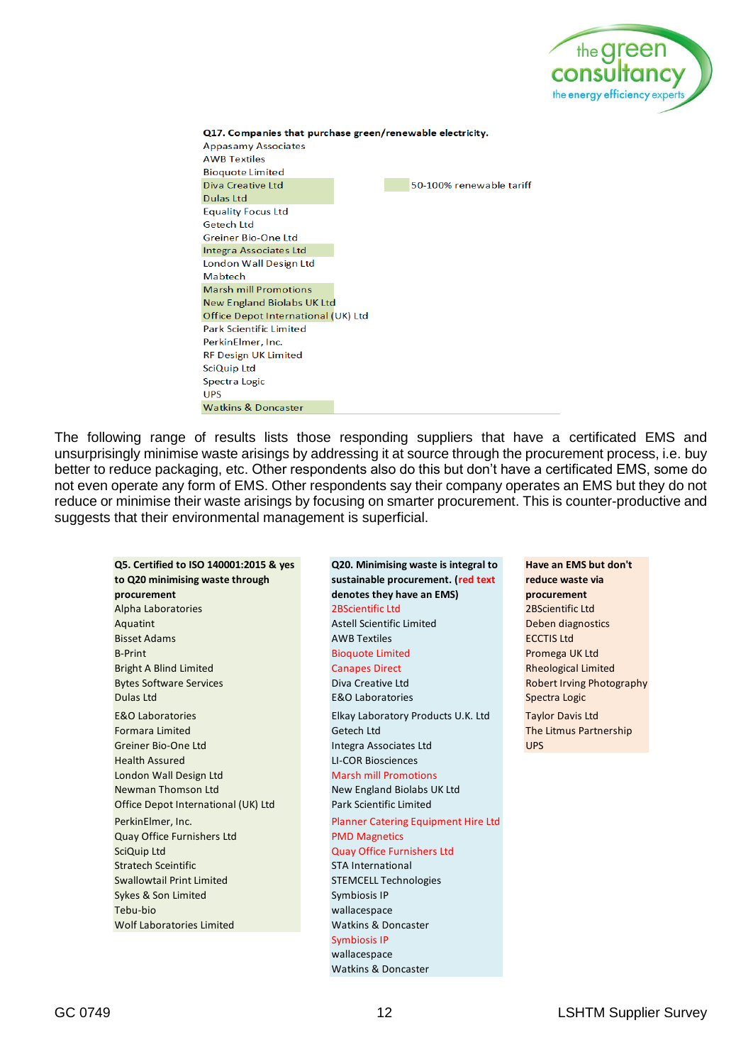**Q17. Companies that purchase green/renewable electricity.**

| Company | |
|---|---|
| Appasamy Associates | |
| AWB Textiles | |
| Bioquote Limited | |
| Diva Creative Ltd | 50-100% renewable tariff |
| Dulas Ltd | 50-100% renewable tariff |
| Equality Focus Ltd | |
| Getech Ltd | |
| Greiner Bio-One Ltd | |
| Integra Associates Ltd | 50-100% renewable tariff |
| London Wall Design Ltd | |
| Mabtech | |
| Marsh mill Promotions | 50-100% renewable tariff |
| New England Biolabs UK Ltd | 50-100% renewable tariff |
| Office Depot International (UK) Ltd | 50-100% renewable tariff |
| Park Scientific Limited | |
| PerkinElmer, Inc. | |
| RF Design UK Limited | |
| SciQuip Ltd | |
| Spectra Logic | |
| UPS | |
| Watkins & Doncaster | 50-100% renewable tariff |

The following range of results lists those responding suppliers that have a certificated EMS and unsurprisingly minimise waste arisings by addressing it at source through the procurement process, i.e. buy better to reduce packaging, etc. Other respondents also do this but don't have a certificated EMS, some do not even operate any form of EMS. Other respondents say their company operates an EMS but they do not reduce or minimise their waste arisings by focusing on smarter procurement. This is counter-productive and suggests that their environmental management is superficial.

| Q5. Certified to ISO 140001:2015 & yes to Q20 minimising waste through procurement | Q20. Minimising waste is integral to sustainable procurement. (red text denotes they have an EMS) | Have an EMS but don't reduce waste via procurement |
|---|---|---|
| Alpha Laboratories | 2BScientific Ltd (red) | 2BScientific Ltd |
| Aquatint | Astell Scientific Limited | Deben diagnostics |
| Bisset Adams | AWB Textiles | ECCTIS Ltd |
| B-Print | Bioquote Limited (red) | Promega UK Ltd |
| Bright A Blind Limited | Canapes Direct (red) | Rheological Limited |
| Bytes Software Services | Diva Creative Ltd | Robert Irving Photography |
| Dulas Ltd | E&O Laboratories | Spectra Logic |
| E&O Laboratories | Elkay Laboratory Products U.K. Ltd | Taylor Davis Ltd |
| Formara Limited | Getech Ltd | The Litmus Partnership |
| Greiner Bio-One Ltd | Integra Associates Ltd | UPS |
| Health Assured | LI-COR Biosciences | |
| London Wall Design Ltd | Marsh mill Promotions (red) | |
| Newman Thomson Ltd | New England Biolabs UK Ltd | |
| Office Depot International (UK) Ltd | Park Scientific Limited | |
| PerkinElmer, Inc. | Planner Catering Equipment Hire Ltd (red) | |
| Quay Office Furnishers Ltd | PMD Magnetics (red) | |
| SciQuip Ltd | Quay Office Furnishers Ltd (red) | |
| Stratech Sceintific | STA International | |
| Swallowtail Print Limited | STEMCELL Technologies | |
| Sykes & Son Limited | Symbiosis IP | |
| Tebu-bio | wallacespace | |
| Wolf Laboratories Limited | Watkins & Doncaster | |
| | Symbiosis IP (red) | |
| | wallacespace | |
| | Watkins & Doncaster | |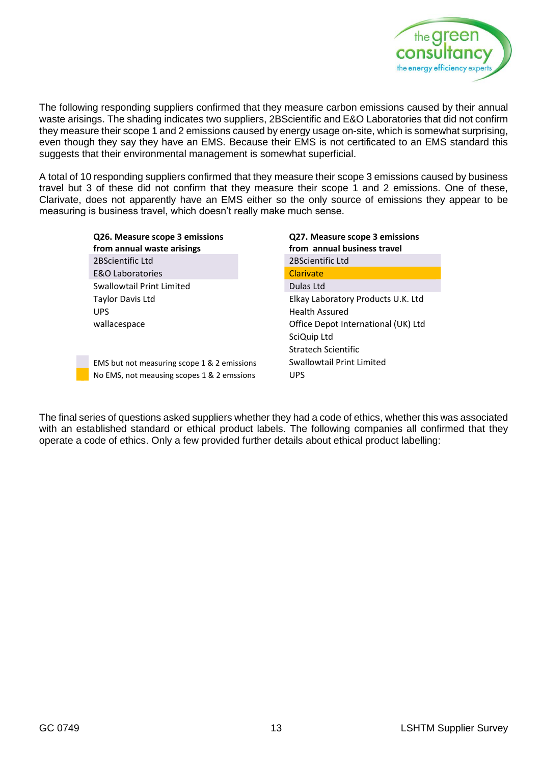The following responding suppliers confirmed that they measure carbon emissions caused by their annual waste arisings. The shading indicates two suppliers, 2BScientific and E&O Laboratories that did not confirm they measure their scope 1 and 2 emissions caused by energy usage on-site, which is somewhat surprising, even though they say they have an EMS. Because their EMS is not certificated to an EMS standard this suggests that their environmental management is somewhat superficial.

A total of 10 responding suppliers confirmed that they measure their scope 3 emissions caused by business travel but 3 of these did not confirm that they measure their scope 1 and 2 emissions. One of these, Clarivate, does not apparently have an EMS either so the only source of emissions they appear to be measuring is business travel, which doesn't really make much sense.

| **Q26. Measure scope 3 emissions from annual waste arisings** | **Q27. Measure scope 3 emissions from annual business travel** |
|---|---|
| 2BScientific Ltd | 2BScientific Ltd |
| E&O Laboratories | Clarivate |
| Swallowtail Print Limited | Dulas Ltd |
| Taylor Davis Ltd | Elkay Laboratory Products U.K. Ltd |
| UPS | Health Assured |
| wallacespace | Office Depot International (UK) Ltd |
| | SciQuip Ltd |
| | Stratech Scientific |
| | Swallowtail Print Limited |
| | UPS |

Key:
- EMS but not measuring scope 1 & 2 emissions (2BScientific Ltd, E&O Laboratories in Q26; 2BScientific Ltd, Dulas Ltd in Q27)
- No EMS, not meausing scopes 1 & 2 emssions (Clarivate)

The final series of questions asked suppliers whether they had a code of ethics, whether this was associated with an established standard or ethical product labels. The following companies all confirmed that they operate a code of ethics. Only a few provided further details about ethical product labelling: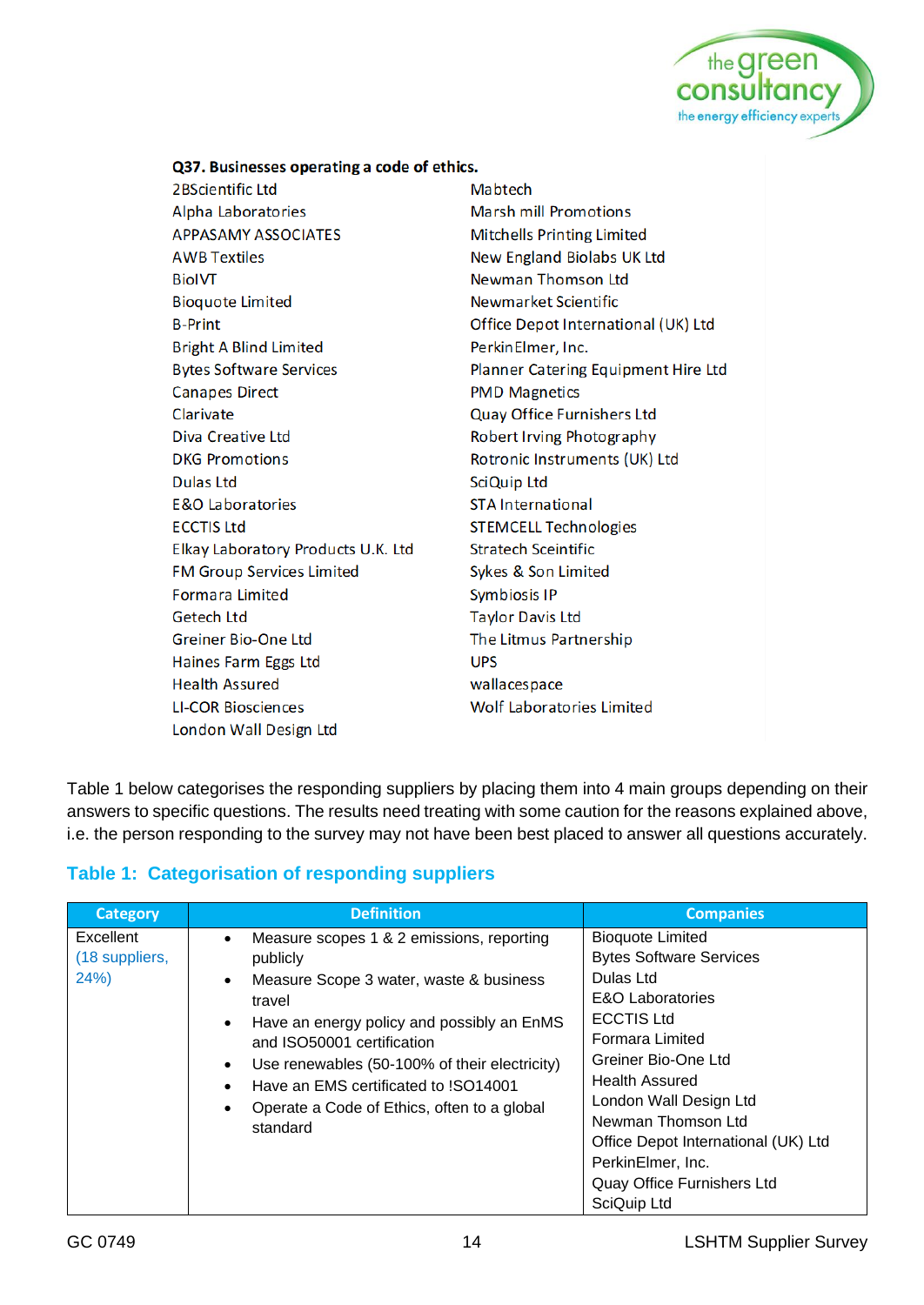**Q37. Businesses operating a code of ethics.**

| | |
|---|---|
| 2BScientific Ltd | Mabtech |
| Alpha Laboratories | Marsh mill Promotions |
| APPASAMY ASSOCIATES | Mitchells Printing Limited |
| AWB Textiles | New England Biolabs UK Ltd |
| BioIVT | Newman Thomson Ltd |
| Bioquote Limited | Newmarket Scientific |
| B-Print | Office Depot International (UK) Ltd |
| Bright A Blind Limited | PerkinElmer, Inc. |
| Bytes Software Services | Planner Catering Equipment Hire Ltd |
| Canapes Direct | PMD Magnetics |
| Clarivate | Quay Office Furnishers Ltd |
| Diva Creative Ltd | Robert Irving Photography |
| DKG Promotions | Rotronic Instruments (UK) Ltd |
| Dulas Ltd | SciQuip Ltd |
| E&O Laboratories | STA International |
| ECCTIS Ltd | STEMCELL Technologies |
| Elkay Laboratory Products U.K. Ltd | Stratech Sceintific |
| FM Group Services Limited | Sykes & Son Limited |
| Formara Limited | Symbiosis IP |
| Getech Ltd | Taylor Davis Ltd |
| Greiner Bio-One Ltd | The Litmus Partnership |
| Haines Farm Eggs Ltd | UPS |
| Health Assured | wallacespace |
| LI-COR Biosciences | Wolf Laboratories Limited |
| London Wall Design Ltd | |

Table 1 below categorises the responding suppliers by placing them into 4 main groups depending on their answers to specific questions. The results need treating with some caution for the reasons explained above, i.e. the person responding to the survey may not have been best placed to answer all questions accurately.

## Table 1: Categorisation of responding suppliers

| Category | Definition | Companies |
|---|---|---|
| Excellent (18 suppliers, 24%) | • Measure scopes 1 & 2 emissions, reporting publicly<br>• Measure Scope 3 water, waste & business travel<br>• Have an energy policy and possibly an EnMS and ISO50001 certification<br>• Use renewables (50-100% of their electricity)<br>• Have an EMS certificated to !SO14001<br>• Operate a Code of Ethics, often to a global standard | Bioquote Limited<br>Bytes Software Services<br>Dulas Ltd<br>E&O Laboratories<br>ECCTIS Ltd<br>Formara Limited<br>Greiner Bio-One Ltd<br>Health Assured<br>London Wall Design Ltd<br>Newman Thomson Ltd<br>Office Depot International (UK) Ltd<br>PerkinElmer, Inc.<br>Quay Office Furnishers Ltd<br>SciQuip Ltd |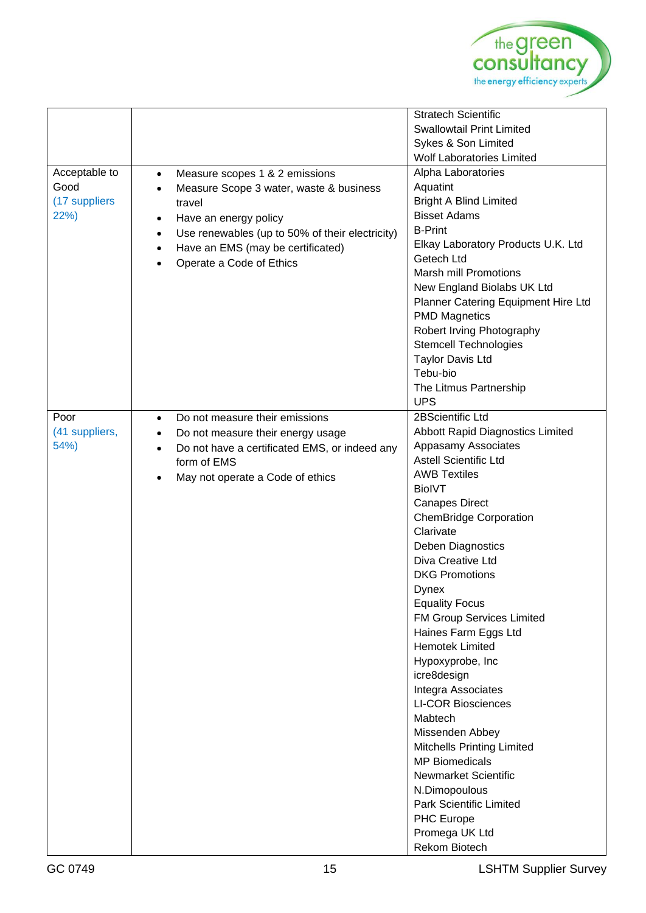| | | |
|---|---|---|
| | | Stratech Scientific<br>Swallowtail Print Limited<br>Sykes & Son Limited<br>Wolf Laboratories Limited |
| Acceptable to Good<br>(17 suppliers 22%) | • Measure scopes 1 & 2 emissions<br>• Measure Scope 3 water, waste & business travel<br>• Have an energy policy<br>• Use renewables (up to 50% of their electricity)<br>• Have an EMS (may be certificated)<br>• Operate a Code of Ethics | Alpha Laboratories<br>Aquatint<br>Bright A Blind Limited<br>Bisset Adams<br>B-Print<br>Elkay Laboratory Products U.K. Ltd<br>Getech Ltd<br>Marsh mill Promotions<br>New England Biolabs UK Ltd<br>Planner Catering Equipment Hire Ltd<br>PMD Magnetics<br>Robert Irving Photography<br>Stemcell Technologies<br>Taylor Davis Ltd<br>Tebu-bio<br>The Litmus Partnership<br>UPS |
| Poor<br>(41 suppliers, 54%) | • Do not measure their emissions<br>• Do not measure their energy usage<br>• Do not have a certificated EMS, or indeed any form of EMS<br>• May not operate a Code of ethics | 2BScientific Ltd<br>Abbott Rapid Diagnostics Limited<br>Appasamy Associates<br>Astell Scientific Ltd<br>AWB Textiles<br>BioIVT<br>Canapes Direct<br>ChemBridge Corporation<br>Clarivate<br>Deben Diagnostics<br>Diva Creative Ltd<br>DKG Promotions<br>Dynex<br>Equality Focus<br>FM Group Services Limited<br>Haines Farm Eggs Ltd<br>Hemotek Limited<br>Hypoxyprobe, Inc<br>icre8design<br>Integra Associates<br>LI-COR Biosciences<br>Mabtech<br>Missenden Abbey<br>Mitchells Printing Limited<br>MP Biomedicals<br>Newmarket Scientific<br>N.Dimopoulous<br>Park Scientific Limited<br>PHC Europe<br>Promega UK Ltd<br>Rekom Biotech |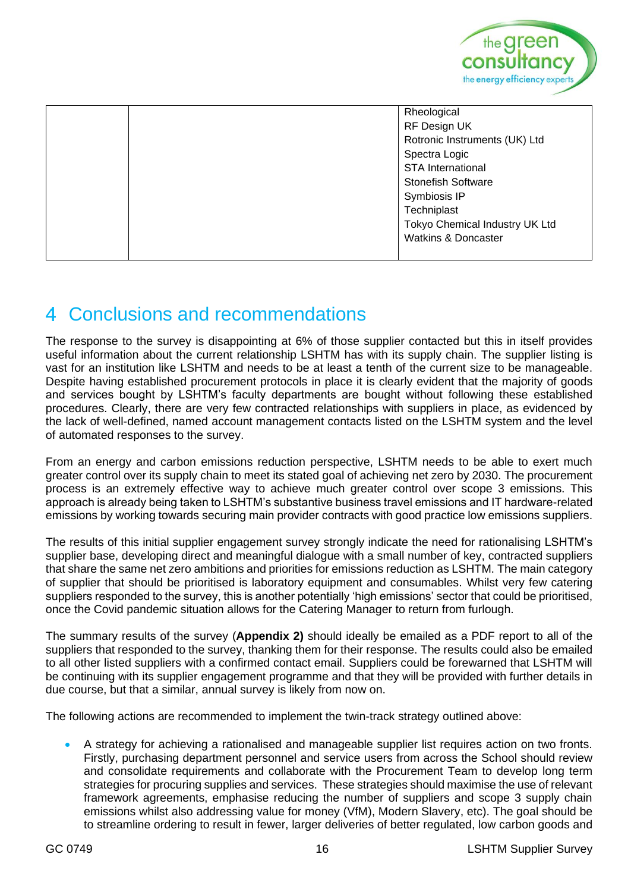| | | Rheological<br>RF Design UK<br>Rotronic Instruments (UK) Ltd<br>Spectra Logic<br>STA International<br>Stonefish Software<br>Symbiosis IP<br>Techniplast<br>Tokyo Chemical Industry UK Ltd<br>Watkins & Doncaster |
|---|---|---|

# 4 Conclusions and recommendations

The response to the survey is disappointing at 6% of those supplier contacted but this in itself provides useful information about the current relationship LSHTM has with its supply chain. The supplier listing is vast for an institution like LSHTM and needs to be at least a tenth of the current size to be manageable. Despite having established procurement protocols in place it is clearly evident that the majority of goods and services bought by LSHTM's faculty departments are bought without following these established procedures. Clearly, there are very few contracted relationships with suppliers in place, as evidenced by the lack of well-defined, named account management contacts listed on the LSHTM system and the level of automated responses to the survey.

From an energy and carbon emissions reduction perspective, LSHTM needs to be able to exert much greater control over its supply chain to meet its stated goal of achieving net zero by 2030. The procurement process is an extremely effective way to achieve much greater control over scope 3 emissions. This approach is already being taken to LSHTM's substantive business travel emissions and IT hardware-related emissions by working towards securing main provider contracts with good practice low emissions suppliers.

The results of this initial supplier engagement survey strongly indicate the need for rationalising LSHTM's supplier base, developing direct and meaningful dialogue with a small number of key, contracted suppliers that share the same net zero ambitions and priorities for emissions reduction as LSHTM. The main category of supplier that should be prioritised is laboratory equipment and consumables. Whilst very few catering suppliers responded to the survey, this is another potentially 'high emissions' sector that could be prioritised, once the Covid pandemic situation allows for the Catering Manager to return from furlough.

The summary results of the survey (**Appendix 2)** should ideally be emailed as a PDF report to all of the suppliers that responded to the survey, thanking them for their response. The results could also be emailed to all other listed suppliers with a confirmed contact email. Suppliers could be forewarned that LSHTM will be continuing with its supplier engagement programme and that they will be provided with further details in due course, but that a similar, annual survey is likely from now on.

The following actions are recommended to implement the twin-track strategy outlined above:

- A strategy for achieving a rationalised and manageable supplier list requires action on two fronts. Firstly, purchasing department personnel and service users from across the School should review and consolidate requirements and collaborate with the Procurement Team to develop long term strategies for procuring supplies and services. These strategies should maximise the use of relevant framework agreements, emphasise reducing the number of suppliers and scope 3 supply chain emissions whilst also addressing value for money (VfM), Modern Slavery, etc). The goal should be to streamline ordering to result in fewer, larger deliveries of better regulated, low carbon goods and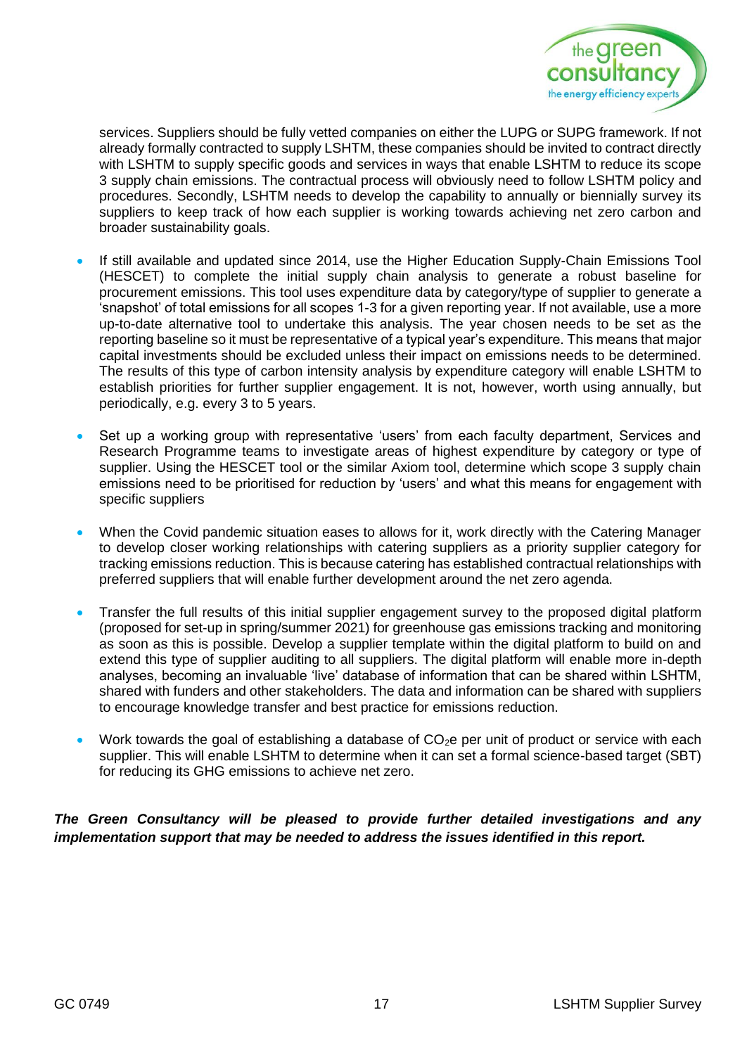services. Suppliers should be fully vetted companies on either the LUPG or SUPG framework. If not already formally contracted to supply LSHTM, these companies should be invited to contract directly with LSHTM to supply specific goods and services in ways that enable LSHTM to reduce its scope 3 supply chain emissions. The contractual process will obviously need to follow LSHTM policy and procedures. Secondly, LSHTM needs to develop the capability to annually or biennially survey its suppliers to keep track of how each supplier is working towards achieving net zero carbon and broader sustainability goals.

- If still available and updated since 2014, use the Higher Education Supply-Chain Emissions Tool (HESCET) to complete the initial supply chain analysis to generate a robust baseline for procurement emissions. This tool uses expenditure data by category/type of supplier to generate a 'snapshot' of total emissions for all scopes 1-3 for a given reporting year. If not available, use a more up-to-date alternative tool to undertake this analysis. The year chosen needs to be set as the reporting baseline so it must be representative of a typical year's expenditure. This means that major capital investments should be excluded unless their impact on emissions needs to be determined. The results of this type of carbon intensity analysis by expenditure category will enable LSHTM to establish priorities for further supplier engagement. It is not, however, worth using annually, but periodically, e.g. every 3 to 5 years.

- Set up a working group with representative 'users' from each faculty department, Services and Research Programme teams to investigate areas of highest expenditure by category or type of supplier. Using the HESCET tool or the similar Axiom tool, determine which scope 3 supply chain emissions need to be prioritised for reduction by 'users' and what this means for engagement with specific suppliers

- When the Covid pandemic situation eases to allows for it, work directly with the Catering Manager to develop closer working relationships with catering suppliers as a priority supplier category for tracking emissions reduction. This is because catering has established contractual relationships with preferred suppliers that will enable further development around the net zero agenda.

- Transfer the full results of this initial supplier engagement survey to the proposed digital platform (proposed for set-up in spring/summer 2021) for greenhouse gas emissions tracking and monitoring as soon as this is possible. Develop a supplier template within the digital platform to build on and extend this type of supplier auditing to all suppliers. The digital platform will enable more in-depth analyses, becoming an invaluable 'live' database of information that can be shared within LSHTM, shared with funders and other stakeholders. The data and information can be shared with suppliers to encourage knowledge transfer and best practice for emissions reduction.

- Work towards the goal of establishing a database of $CO_2e$ per unit of product or service with each supplier. This will enable LSHTM to determine when it can set a formal science-based target (SBT) for reducing its GHG emissions to achieve net zero.

***The Green Consultancy will be pleased to provide further detailed investigations and any implementation support that may be needed to address the issues identified in this report.***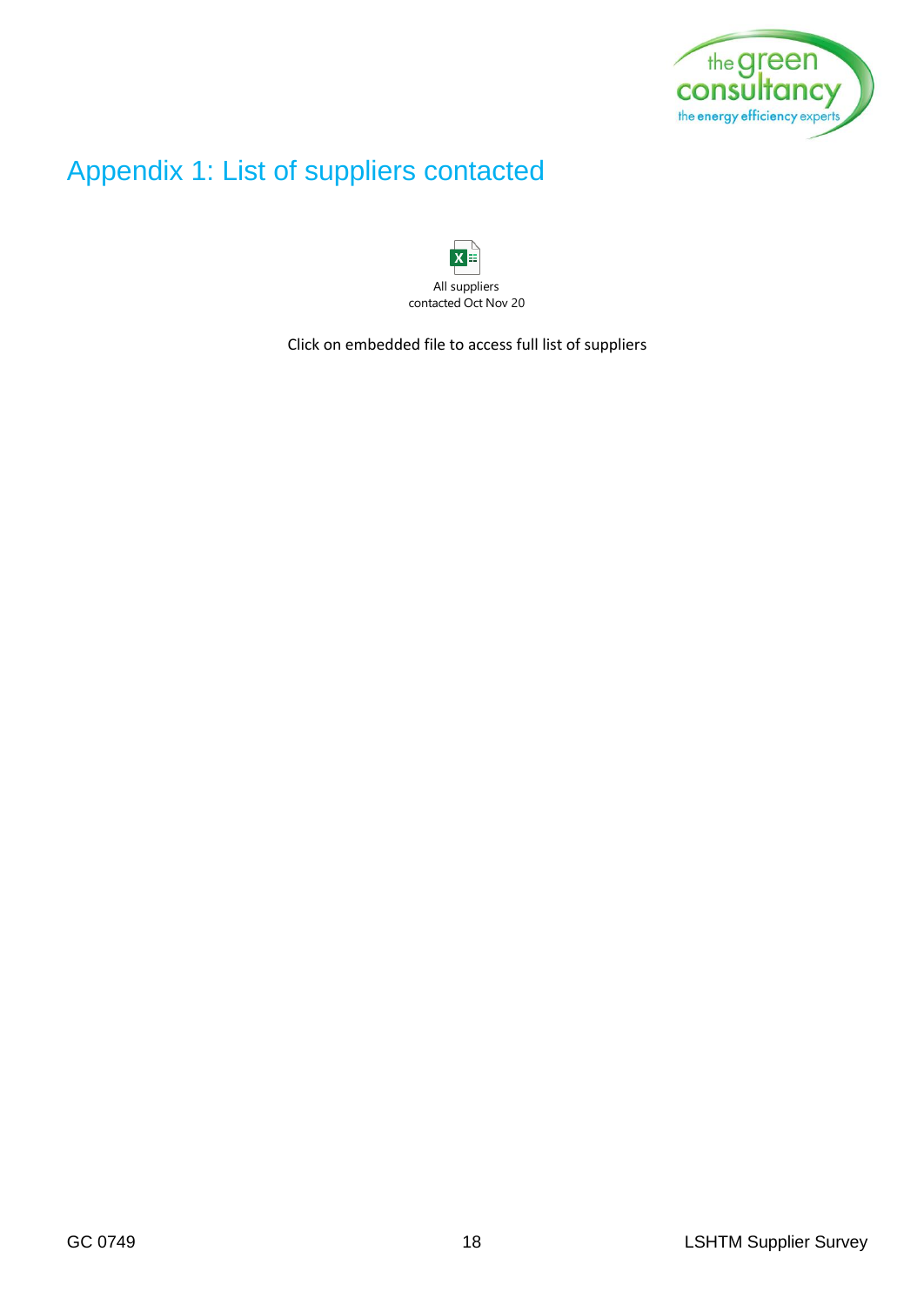# Appendix 1: List of suppliers contacted

All suppliers contacted Oct Nov 20

Click on embedded file to access full list of suppliers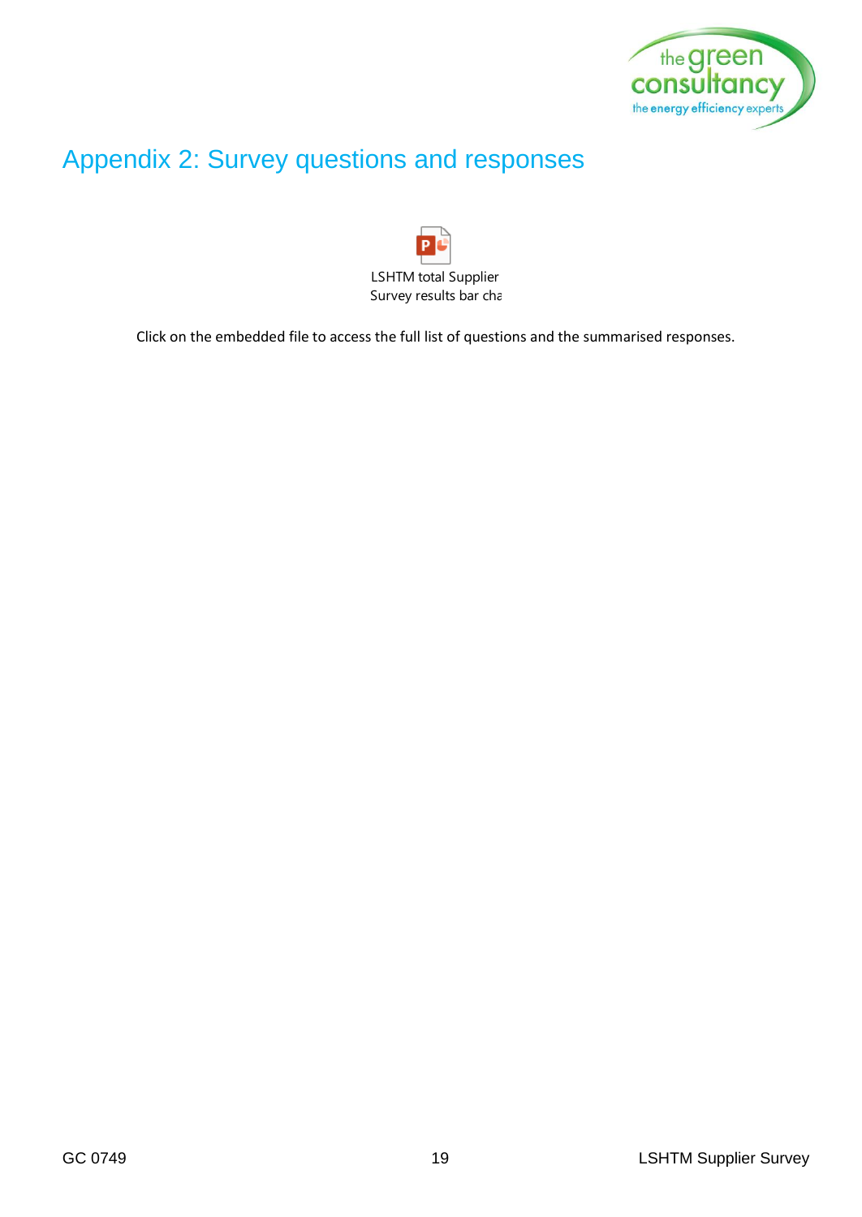# Appendix 2: Survey questions and responses

LSHTM total Supplier Survey results bar cha

Click on the embedded file to access the full list of questions and the summarised responses.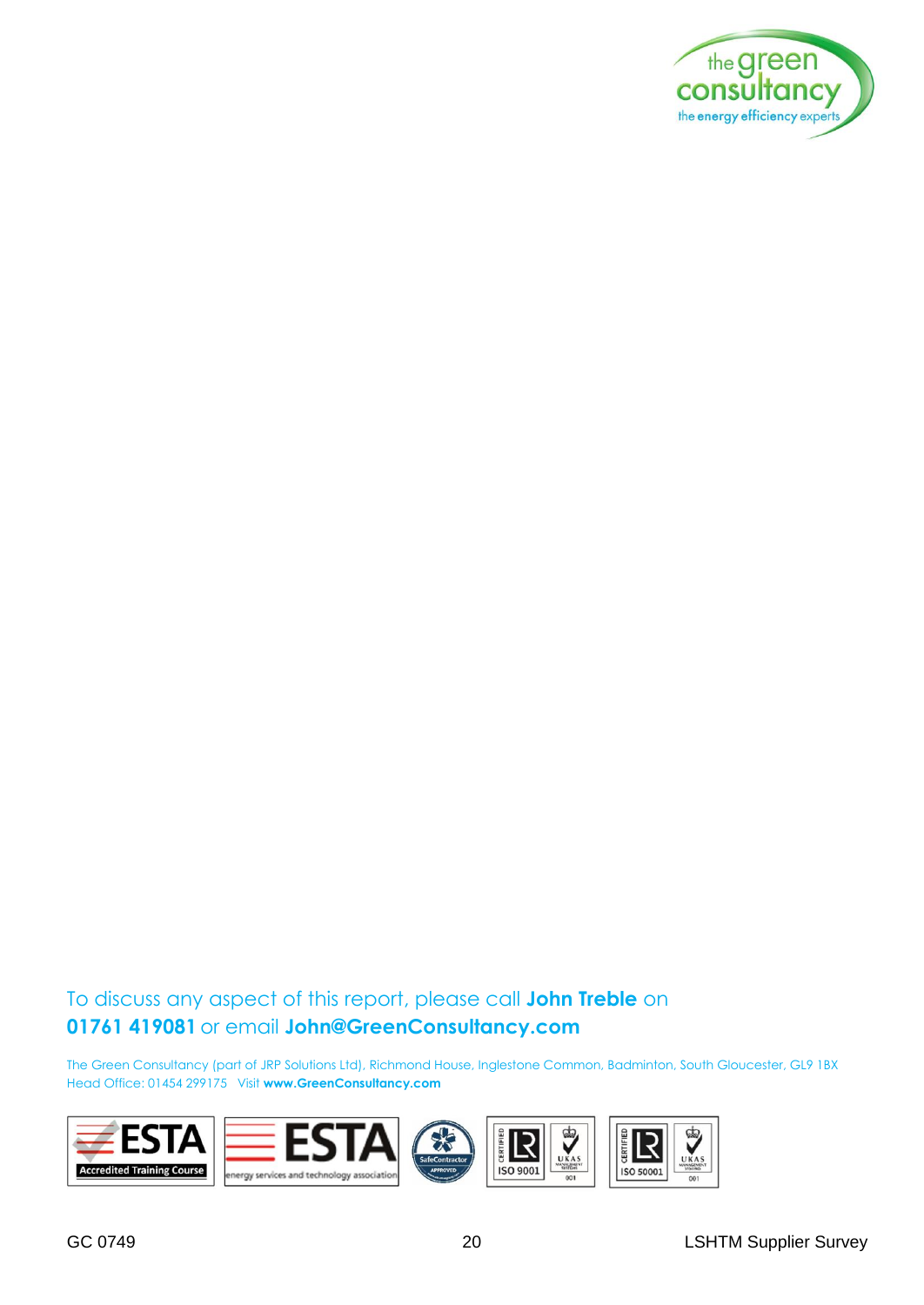To discuss any aspect of this report, please call **John Treble** on **01761 419081** or email **John@GreenConsultancy.com**

The Green Consultancy (part of JRP Solutions Ltd), Richmond House, Inglestone Common, Badminton, South Gloucester, GL9 1BX
Head Office: 01454 299175 Visit **www.GreenConsultancy.com**